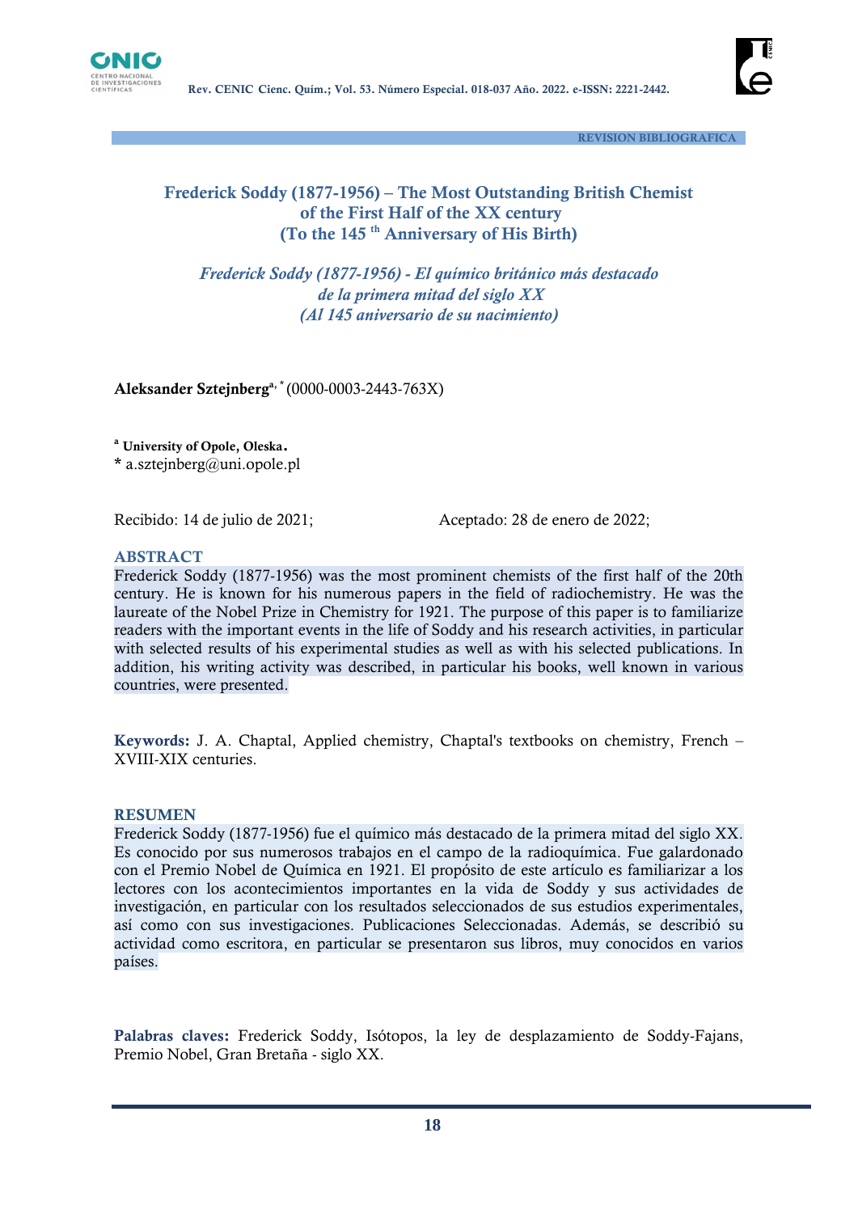REVISION BIBLIOGRAFICA

# Frederick Soddy (1877-1956) – The Most Outstanding British Chemist of the First Half of the XX century (To the 145 th Anniversary of His Birth)

## *Frederick Soddy (1877-1956) - El químico británico más destacado de la primera mitad del siglo XX (Al 145 aniversario de su nacimiento)*

**Aleksander Sztejnberg**[a, *] (0000-0003-2443-763X)

[a] **University of Opole, Oleska.**
\* a.sztejnberg@uni.opole.pl

Recibido: 14 de julio de 2021; Aceptado: 28 de enero de 2022;

### ABSTRACT

Frederick Soddy (1877-1956) was the most prominent chemists of the first half of the 20th century. He is known for his numerous papers in the field of radiochemistry. He was the laureate of the Nobel Prize in Chemistry for 1921. The purpose of this paper is to familiarize readers with the important events in the life of Soddy and his research activities, in particular with selected results of his experimental studies as well as with his selected publications. In addition, his writing activity was described, in particular his books, well known in various countries, were presented.

**Keywords:** J. A. Chaptal, Applied chemistry, Chaptal's textbooks on chemistry, French – XVIII-XIX centuries.

### RESUMEN

Frederick Soddy (1877-1956) fue el químico más destacado de la primera mitad del siglo XX. Es conocido por sus numerosos trabajos en el campo de la radioquímica. Fue galardonado con el Premio Nobel de Química en 1921. El propósito de este artículo es familiarizar a los lectores con los acontecimientos importantes en la vida de Soddy y sus actividades de investigación, en particular con los resultados seleccionados de sus estudios experimentales, así como con sus investigaciones. Publicaciones Seleccionadas. Además, se describió su actividad como escritora, en particular se presentaron sus libros, muy conocidos en varios países.

**Palabras claves:** Frederick Soddy, Isótopos, la ley de desplazamiento de Soddy-Fajans, Premio Nobel, Gran Bretaña - siglo XX.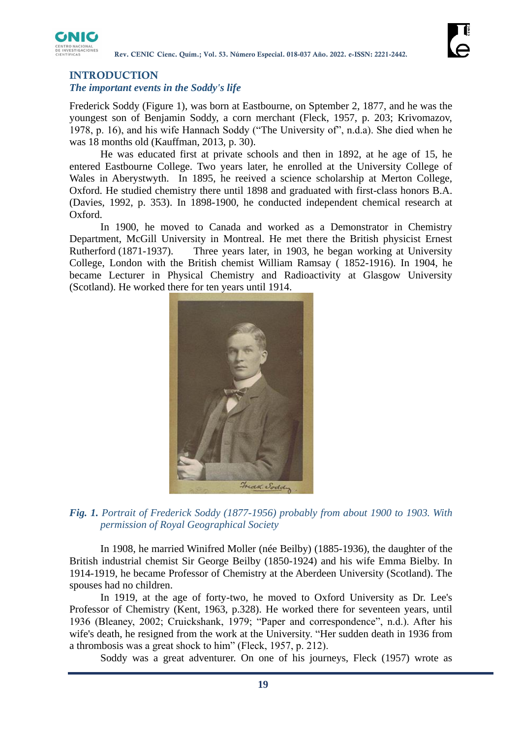## INTRODUCTION

### *The important events in the Soddy's life*

Frederick Soddy (Figure 1), was born at Eastbourne, on Sptember 2, 1877, and he was the youngest son of Benjamin Soddy, a corn merchant (Fleck, 1957, p. 203; Krivomazov, 1978, p. 16), and his wife Hannach Soddy ("The University of", n.d.a). She died when he was 18 months old (Kauffman, 2013, p. 30).

He was educated first at private schools and then in 1892, at he age of 15, he entered Eastbourne College. Two years later, he enrolled at the University College of Wales in Aberystwyth. In 1895, he reeived a science scholarship at Merton College, Oxford. He studied chemistry there until 1898 and graduated with first-class honors B.A. (Davies, 1992, p. 353). In 1898-1900, he conducted independent chemical research at Oxford.

In 1900, he moved to Canada and worked as a Demonstrator in Chemistry Department, McGill University in Montreal. He met there the British physicist Ernest Rutherford (1871-1937). Three years later, in 1903, he began working at University College, London with the British chemist William Ramsay ( 1852-1916). In 1904, he became Lecturer in Physical Chemistry and Radioactivity at Glasgow University (Scotland). He worked there for ten years until 1914.

***Fig. 1.*** *Portrait of Frederick Soddy (1877-1956) probably from about 1900 to 1903. With permission of Royal Geographical Society*

In 1908, he married Winifred Moller (née Beilby) (1885-1936), the daughter of the British industrial chemist Sir George Beilby (1850-1924) and his wife Emma Bielby. In 1914-1919, he became Professor of Chemistry at the Aberdeen University (Scotland). The spouses had no children.

In 1919, at the age of forty-two, he moved to Oxford University as Dr. Lee's Professor of Chemistry (Kent, 1963, p.328). He worked there for seventeen years, until 1936 (Bleaney, 2002; Cruickshank, 1979; "Paper and correspondence", n.d.). After his wife's death, he resigned from the work at the University. "Her sudden death in 1936 from a thrombosis was a great shock to him" (Fleck, 1957, p. 212).

Soddy was a great adventurer. On one of his journeys, Fleck (1957) wrote as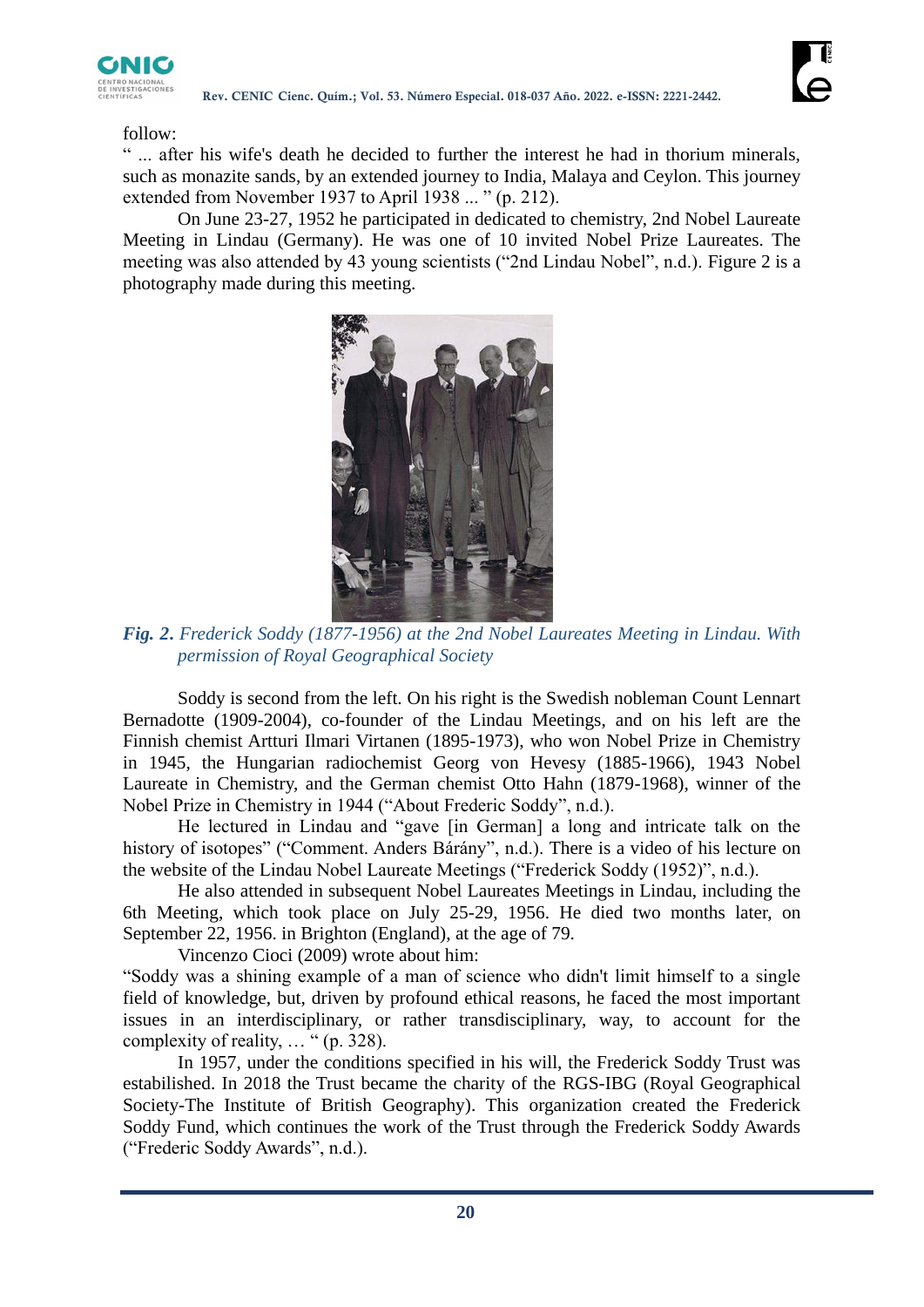follow:

" ... after his wife's death he decided to further the interest he had in thorium minerals, such as monazite sands, by an extended journey to India, Malaya and Ceylon. This journey extended from November 1937 to April 1938 ... " (p. 212).

On June 23-27, 1952 he participated in dedicated to chemistry, 2nd Nobel Laureate Meeting in Lindau (Germany). He was one of 10 invited Nobel Prize Laureates. The meeting was also attended by 43 young scientists ("2nd Lindau Nobel", n.d.). Figure 2 is a photography made during this meeting.

***Fig. 2.*** *Frederick Soddy (1877-1956) at the 2nd Nobel Laureates Meeting in Lindau. With permission of Royal Geographical Society*

Soddy is second from the left. On his right is the Swedish nobleman Count Lennart Bernadotte (1909-2004), co-founder of the Lindau Meetings, and on his left are the Finnish chemist Artturi Ilmari Virtanen (1895-1973), who won Nobel Prize in Chemistry in 1945, the Hungarian radiochemist Georg von Hevesy (1885-1966), 1943 Nobel Laureate in Chemistry, and the German chemist Otto Hahn (1879-1968), winner of the Nobel Prize in Chemistry in 1944 ("About Frederic Soddy", n.d.).

He lectured in Lindau and "gave [in German] a long and intricate talk on the history of isotopes" ("Comment. Anders Bárány", n.d.). There is a video of his lecture on the website of the Lindau Nobel Laureate Meetings ("Frederick Soddy (1952)", n.d.).

He also attended in subsequent Nobel Laureates Meetings in Lindau, including the 6th Meeting, which took place on July 25-29, 1956. He died two months later, on September 22, 1956. in Brighton (England), at the age of 79.

Vincenzo Cioci (2009) wrote about him:

"Soddy was a shining example of a man of science who didn't limit himself to a single field of knowledge, but, driven by profound ethical reasons, he faced the most important issues in an interdisciplinary, or rather transdisciplinary, way, to account for the complexity of reality, … " (p. 328).

In 1957, under the conditions specified in his will, the Frederick Soddy Trust was estabilished. In 2018 the Trust became the charity of the RGS-IBG (Royal Geographical Society-The Institute of British Geography). This organization created the Frederick Soddy Fund, which continues the work of the Trust through the Frederick Soddy Awards ("Frederic Soddy Awards", n.d.).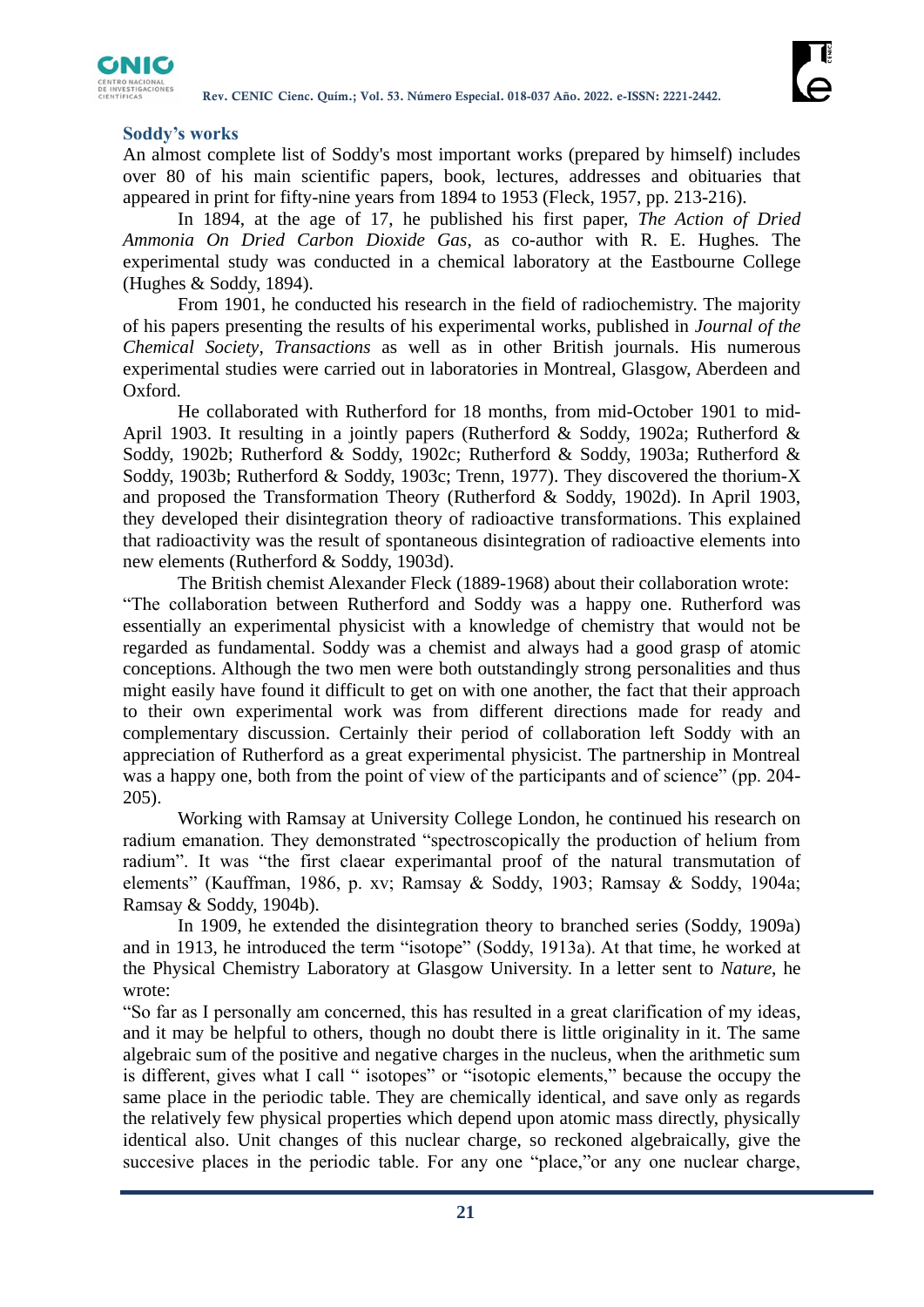### Soddy's works

An almost complete list of Soddy's most important works (prepared by himself) includes over 80 of his main scientific papers, book, lectures, addresses and obituaries that appeared in print for fifty-nine years from 1894 to 1953 (Fleck, 1957, pp. 213-216).

In 1894, at the age of 17, he published his first paper, *The Action of Dried Ammonia On Dried Carbon Dioxide Gas*, as co-author with R. E. Hughes. The experimental study was conducted in a chemical laboratory at the Eastbourne College (Hughes & Soddy, 1894).

From 1901, he conducted his research in the field of radiochemistry. The majority of his papers presenting the results of his experimental works, published in *Journal of the Chemical Society*, *Transactions* as well as in other British journals. His numerous experimental studies were carried out in laboratories in Montreal, Glasgow, Aberdeen and Oxford.

He collaborated with Rutherford for 18 months, from mid-October 1901 to mid-April 1903. It resulting in a jointly papers (Rutherford & Soddy, 1902a; Rutherford & Soddy, 1902b; Rutherford & Soddy, 1902c; Rutherford & Soddy, 1903a; Rutherford & Soddy, 1903b; Rutherford & Soddy, 1903c; Trenn, 1977). They discovered the thorium-X and proposed the Transformation Theory (Rutherford & Soddy, 1902d). In April 1903, they developed their disintegration theory of radioactive transformations. This explained that radioactivity was the result of spontaneous disintegration of radioactive elements into new elements (Rutherford & Soddy, 1903d).

The British chemist Alexander Fleck (1889-1968) about their collaboration wrote:

"The collaboration between Rutherford and Soddy was a happy one. Rutherford was essentially an experimental physicist with a knowledge of chemistry that would not be regarded as fundamental. Soddy was a chemist and always had a good grasp of atomic conceptions. Although the two men were both outstandingly strong personalities and thus might easily have found it difficult to get on with one another, the fact that their approach to their own experimental work was from different directions made for ready and complementary discussion. Certainly their period of collaboration left Soddy with an appreciation of Rutherford as a great experimental physicist. The partnership in Montreal was a happy one, both from the point of view of the participants and of science" (pp. 204-205).

Working with Ramsay at University College London, he continued his research on radium emanation. They demonstrated "spectroscopically the production of helium from radium". It was "the first claear experimantal proof of the natural transmutation of elements" (Kauffman, 1986, p. xv; Ramsay & Soddy, 1903; Ramsay & Soddy, 1904a; Ramsay & Soddy, 1904b).

In 1909, he extended the disintegration theory to branched series (Soddy, 1909a) and in 1913, he introduced the term "isotope" (Soddy, 1913a). At that time, he worked at the Physical Chemistry Laboratory at Glasgow University. In a letter sent to *Nature*, he wrote:

"So far as I personally am concerned, this has resulted in a great clarification of my ideas, and it may be helpful to others, though no doubt there is little originality in it. The same algebraic sum of the positive and negative charges in the nucleus, when the arithmetic sum is different, gives what I call " isotopes" or "isotopic elements," because the occupy the same place in the periodic table. They are chemically identical, and save only as regards the relatively few physical properties which depend upon atomic mass directly, physically identical also. Unit changes of this nuclear charge, so reckoned algebraically, give the succesive places in the periodic table. For any one "place,"or any one nuclear charge,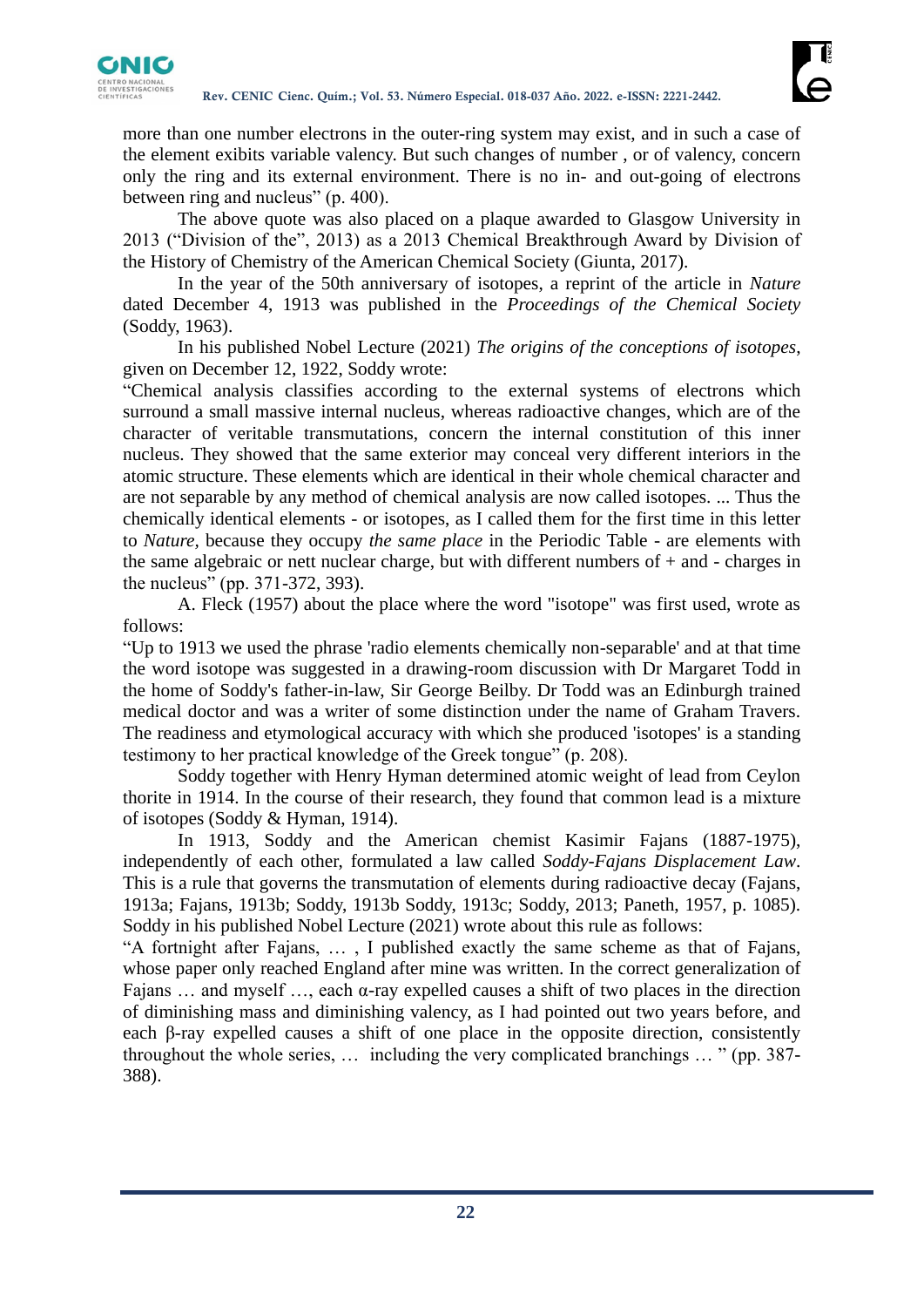more than one number electrons in the outer-ring system may exist, and in such a case of the element exibits variable valency. But such changes of number , or of valency, concern only the ring and its external environment. There is no in- and out-going of electrons between ring and nucleus" (p. 400).

The above quote was also placed on a plaque awarded to Glasgow University in 2013 ("Division of the", 2013) as a 2013 Chemical Breakthrough Award by Division of the History of Chemistry of the American Chemical Society (Giunta, 2017).

In the year of the 50th anniversary of isotopes, a reprint of the article in *Nature* dated December 4, 1913 was published in the *Proceedings of the Chemical Society* (Soddy, 1963).

In his published Nobel Lecture (2021) *The origins of the conceptions of isotopes*, given on December 12, 1922, Soddy wrote:

"Chemical analysis classifies according to the external systems of electrons which surround a small massive internal nucleus, whereas radioactive changes, which are of the character of veritable transmutations, concern the internal constitution of this inner nucleus. They showed that the same exterior may conceal very different interiors in the atomic structure. These elements which are identical in their whole chemical character and are not separable by any method of chemical analysis are now called isotopes. ... Thus the chemically identical elements - or isotopes, as I called them for the first time in this letter to *Nature*, because they occupy *the same place* in the Periodic Table - are elements with the same algebraic or nett nuclear charge, but with different numbers of + and - charges in the nucleus" (pp. 371-372, 393).

A. Fleck (1957) about the place where the word "isotope" was first used, wrote as follows:

"Up to 1913 we used the phrase 'radio elements chemically non-separable' and at that time the word isotope was suggested in a drawing-room discussion with Dr Margaret Todd in the home of Soddy's father-in-law, Sir George Beilby. Dr Todd was an Edinburgh trained medical doctor and was a writer of some distinction under the name of Graham Travers. The readiness and etymological accuracy with which she produced 'isotopes' is a standing testimony to her practical knowledge of the Greek tongue" (p. 208).

Soddy together with Henry Hyman determined atomic weight of lead from Ceylon thorite in 1914. In the course of their research, they found that common lead is a mixture of isotopes (Soddy & Hyman, 1914).

In 1913, Soddy and the American chemist Kasimir Fajans (1887-1975), independently of each other, formulated a law called *Soddy-Fajans Displacement Law*. This is a rule that governs the transmutation of elements during radioactive decay (Fajans, 1913a; Fajans, 1913b; Soddy, 1913b Soddy, 1913c; Soddy, 2013; Paneth, 1957, p. 1085). Soddy in his published Nobel Lecture (2021) wrote about this rule as follows:

"A fortnight after Fajans, … , I published exactly the same scheme as that of Fajans, whose paper only reached England after mine was written. In the correct generalization of Fajans … and myself …, each α-ray expelled causes a shift of two places in the direction of diminishing mass and diminishing valency, as I had pointed out two years before, and each β-ray expelled causes a shift of one place in the opposite direction, consistently throughout the whole series, … including the very complicated branchings … " (pp. 387-388).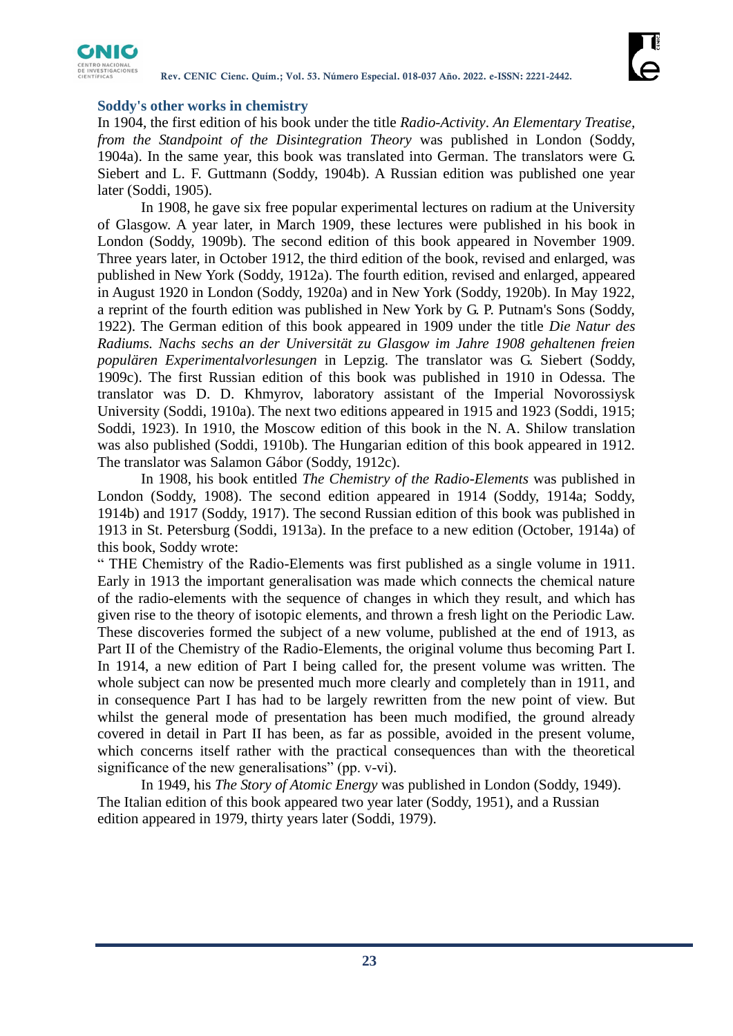## Soddy's other works in chemistry

In 1904, the first edition of his book under the title *Radio-Activity*. *An Elementary Treatise, from the Standpoint of the Disintegration Theory* was published in London (Soddy, 1904a). In the same year, this book was translated into German. The translators were G. Siebert and L. F. Guttmann (Soddy, 1904b). A Russian edition was published one year later (Soddi, 1905).

In 1908, he gave six free popular experimental lectures on radium at the University of Glasgow. A year later, in March 1909, these lectures were published in his book in London (Soddy, 1909b). The second edition of this book appeared in November 1909. Three years later, in October 1912, the third edition of the book, revised and enlarged, was published in New York (Soddy, 1912a). The fourth edition, revised and enlarged, appeared in August 1920 in London (Soddy, 1920a) and in New York (Soddy, 1920b). In May 1922, a reprint of the fourth edition was published in New York by G. P. Putnam's Sons (Soddy, 1922). The German edition of this book appeared in 1909 under the title *Die Natur des Radiums. Nachs sechs an der Universität zu Glasgow im Jahre 1908 gehaltenen freien populären Experimentalvorlesungen* in Lepzig. The translator was G. Siebert (Soddy, 1909c). The first Russian edition of this book was published in 1910 in Odessa. The translator was D. D. Khmyrov, laboratory assistant of the Imperial Novorossiysk University (Soddi, 1910a). The next two editions appeared in 1915 and 1923 (Soddi, 1915; Soddi, 1923). In 1910, the Moscow edition of this book in the N. A. Shilow translation was also published (Soddi, 1910b). The Hungarian edition of this book appeared in 1912. The translator was Salamon Gábor (Soddy, 1912c).

In 1908, his book entitled *The Chemistry of the Radio-Elements* was published in London (Soddy, 1908). The second edition appeared in 1914 (Soddy, 1914a; Soddy, 1914b) and 1917 (Soddy, 1917). The second Russian edition of this book was published in 1913 in St. Petersburg (Soddi, 1913a). In the preface to a new edition (October, 1914a) of this book, Soddy wrote:

" THE Chemistry of the Radio-Elements was first published as a single volume in 1911. Early in 1913 the important generalisation was made which connects the chemical nature of the radio-elements with the sequence of changes in which they result, and which has given rise to the theory of isotopic elements, and thrown a fresh light on the Periodic Law. These discoveries formed the subject of a new volume, published at the end of 1913, as Part II of the Chemistry of the Radio-Elements, the original volume thus becoming Part I. In 1914, a new edition of Part I being called for, the present volume was written. The whole subject can now be presented much more clearly and completely than in 1911, and in consequence Part I has had to be largely rewritten from the new point of view. But whilst the general mode of presentation has been much modified, the ground already covered in detail in Part II has been, as far as possible, avoided in the present volume, which concerns itself rather with the practical consequences than with the theoretical significance of the new generalisations" (pp. v-vi).

In 1949, his *The Story of Atomic Energy* was published in London (Soddy, 1949). The Italian edition of this book appeared two year later (Soddy, 1951), and a Russian edition appeared in 1979, thirty years later (Soddi, 1979).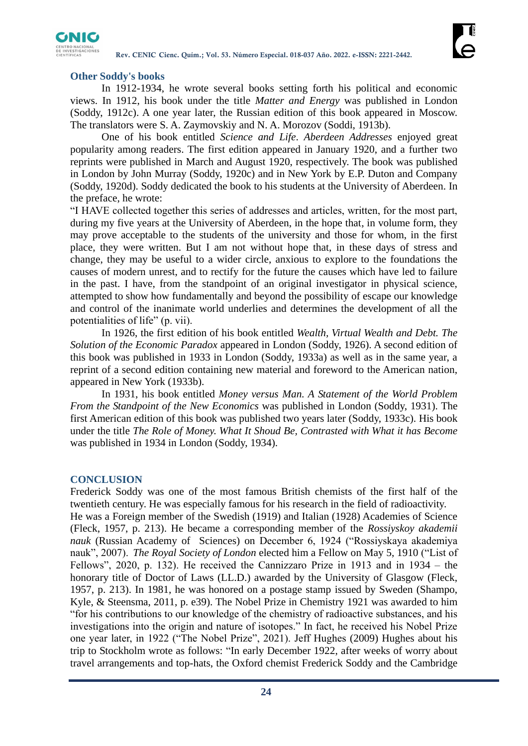## Other Soddy's books

In 1912-1934, he wrote several books setting forth his political and economic views. In 1912, his book under the title *Matter and Energy* was published in London (Soddy, 1912c). A one year later, the Russian edition of this book appeared in Moscow. The translators were S. A. Zaymovskiy and N. A. Morozov (Soddi, 1913b).

One of his book entitled *Science and Life*. *Aberdeen Addresses* enjoyed great popularity among readers. The first edition appeared in January 1920, and a further two reprints were published in March and August 1920, respectively. The book was published in London by John Murray (Soddy, 1920c) and in New York by E.P. Duton and Company (Soddy, 1920d). Soddy dedicated the book to his students at the University of Aberdeen. In the preface, he wrote:

"I HAVE collected together this series of addresses and articles, written, for the most part, during my five years at the University of Aberdeen, in the hope that, in volume form, they may prove acceptable to the students of the university and those for whom, in the first place, they were written. But I am not without hope that, in these days of stress and change, they may be useful to a wider circle, anxious to explore to the foundations the causes of modern unrest, and to rectify for the future the causes which have led to failure in the past. I have, from the standpoint of an original investigator in physical science, attempted to show how fundamentally and beyond the possibility of escape our knowledge and control of the inanimate world underlies and determines the development of all the potentialities of life" (p. vii).

In 1926, the first edition of his book entitled *Wealth, Virtual Wealth and Debt. The Solution of the Economic Paradox* appeared in London (Soddy, 1926). A second edition of this book was published in 1933 in London (Soddy, 1933a) as well as in the same year, a reprint of a second edition containing new material and foreword to the American nation, appeared in New York (1933b).

In 1931, his book entitled *Money versus Man. A Statement of the World Problem From the Standpoint of the New Economics* was published in London (Soddy, 1931). The first American edition of this book was published two years later (Soddy, 1933c). His book under the title *The Role of Money. What It Shoud Be, Contrasted with What it has Become* was published in 1934 in London (Soddy, 1934).

## CONCLUSION

Frederick Soddy was one of the most famous British chemists of the first half of the twentieth century. He was especially famous for his research in the field of radioactivity.

He was a Foreign member of the Swedish (1919) and Italian (1928) Academies of Science (Fleck, 1957, p. 213). He became a corresponding member of the *Rossiyskoy akademii nauk* (Russian Academy of Sciences) on December 6, 1924 ("Rossiyskaya akademiya nauk", 2007). *The Royal Society of London* elected him a Fellow on May 5, 1910 ("List of Fellows", 2020, p. 132). He received the Cannizzaro Prize in 1913 and in 1934 – the honorary title of Doctor of Laws (LL.D.) awarded by the University of Glasgow (Fleck, 1957, p. 213). In 1981, he was honored on a postage stamp issued by Sweden (Shampo, Kyle, & Steensma, 2011, p. e39). The Nobel Prize in Chemistry 1921 was awarded to him "for his contributions to our knowledge of the chemistry of radioactive substances, and his investigations into the origin and nature of isotopes." In fact, he received his Nobel Prize one year later, in 1922 ("The Nobel Prize", 2021). Jeff Hughes (2009) Hughes about his trip to Stockholm wrote as follows: "In early December 1922, after weeks of worry about travel arrangements and top-hats, the Oxford chemist Frederick Soddy and the Cambridge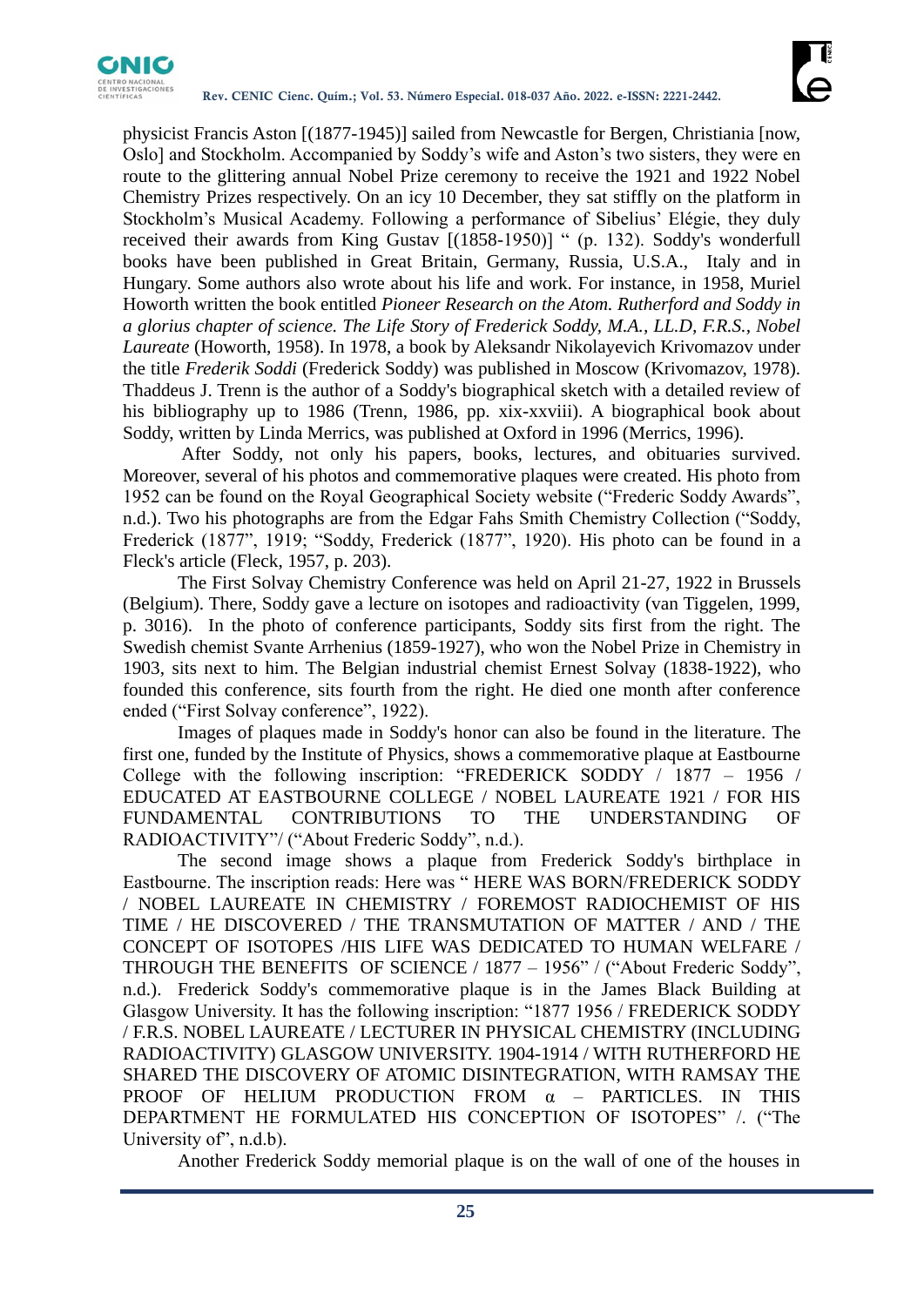physicist Francis Aston [(1877-1945)] sailed from Newcastle for Bergen, Christiania [now, Oslo] and Stockholm. Accompanied by Soddy's wife and Aston's two sisters, they were en route to the glittering annual Nobel Prize ceremony to receive the 1921 and 1922 Nobel Chemistry Prizes respectively. On an icy 10 December, they sat stiffly on the platform in Stockholm's Musical Academy. Following a performance of Sibelius' Elégie, they duly received their awards from King Gustav [(1858-1950)] " (p. 132). Soddy's wonderfull books have been published in Great Britain, Germany, Russia, U.S.A., Italy and in Hungary. Some authors also wrote about his life and work. For instance, in 1958, Muriel Howorth written the book entitled *Pioneer Research on the Atom. Rutherford and Soddy in a glorius chapter of science. The Life Story of Frederick Soddy, M.A., LL.D, F.R.S., Nobel Laureate* (Howorth, 1958). In 1978, a book by Aleksandr Nikolayevich Krivomazov under the title *Frederik Soddi* (Frederick Soddy) was published in Moscow (Krivomazov, 1978). Thaddeus J. Trenn is the author of a Soddy's biographical sketch with a detailed review of his bibliography up to 1986 (Trenn, 1986, pp. xix-xxviii). A biographical book about Soddy, written by Linda Merrics, was published at Oxford in 1996 (Merrics, 1996).

After Soddy, not only his papers, books, lectures, and obituaries survived. Moreover, several of his photos and commemorative plaques were created. His photo from 1952 can be found on the Royal Geographical Society website ("Frederic Soddy Awards", n.d.). Two his photographs are from the Edgar Fahs Smith Chemistry Collection ("Soddy, Frederick (1877", 1919; "Soddy, Frederick (1877", 1920). His photo can be found in a Fleck's article (Fleck, 1957, p. 203).

The First Solvay Chemistry Conference was held on April 21-27, 1922 in Brussels (Belgium). There, Soddy gave a lecture on isotopes and radioactivity (van Tiggelen, 1999, p. 3016). In the photo of conference participants, Soddy sits first from the right. The Swedish chemist Svante Arrhenius (1859-1927), who won the Nobel Prize in Chemistry in 1903, sits next to him. The Belgian industrial chemist Ernest Solvay (1838-1922), who founded this conference, sits fourth from the right. He died one month after conference ended ("First Solvay conference", 1922).

Images of plaques made in Soddy's honor can also be found in the literature. The first one, funded by the Institute of Physics, shows a commemorative plaque at Eastbourne College with the following inscription: "FREDERICK SODDY / 1877 – 1956 / EDUCATED AT EASTBOURNE COLLEGE / NOBEL LAUREATE 1921 / FOR HIS FUNDAMENTAL CONTRIBUTIONS TO THE UNDERSTANDING OF RADIOACTIVITY"/ ("About Frederic Soddy", n.d.).

The second image shows a plaque from Frederick Soddy's birthplace in Eastbourne. The inscription reads: Here was " HERE WAS BORN/FREDERICK SODDY / NOBEL LAUREATE IN CHEMISTRY / FOREMOST RADIOCHEMIST OF HIS TIME / HE DISCOVERED / THE TRANSMUTATION OF MATTER / AND / THE CONCEPT OF ISOTOPES /HIS LIFE WAS DEDICATED TO HUMAN WELFARE / THROUGH THE BENEFITS OF SCIENCE / 1877 – 1956" / ("About Frederic Soddy", n.d.). Frederick Soddy's commemorative plaque is in the James Black Building at Glasgow University. It has the following inscription: "1877 1956 / FREDERICK SODDY / F.R.S. NOBEL LAUREATE / LECTURER IN PHYSICAL CHEMISTRY (INCLUDING RADIOACTIVITY) GLASGOW UNIVERSITY. 1904-1914 / WITH RUTHERFORD HE SHARED THE DISCOVERY OF ATOMIC DISINTEGRATION, WITH RAMSAY THE PROOF OF HELIUM PRODUCTION FROM α – PARTICLES. IN THIS DEPARTMENT HE FORMULATED HIS CONCEPTION OF ISOTOPES" /. ("The University of", n.d.b).

Another Frederick Soddy memorial plaque is on the wall of one of the houses in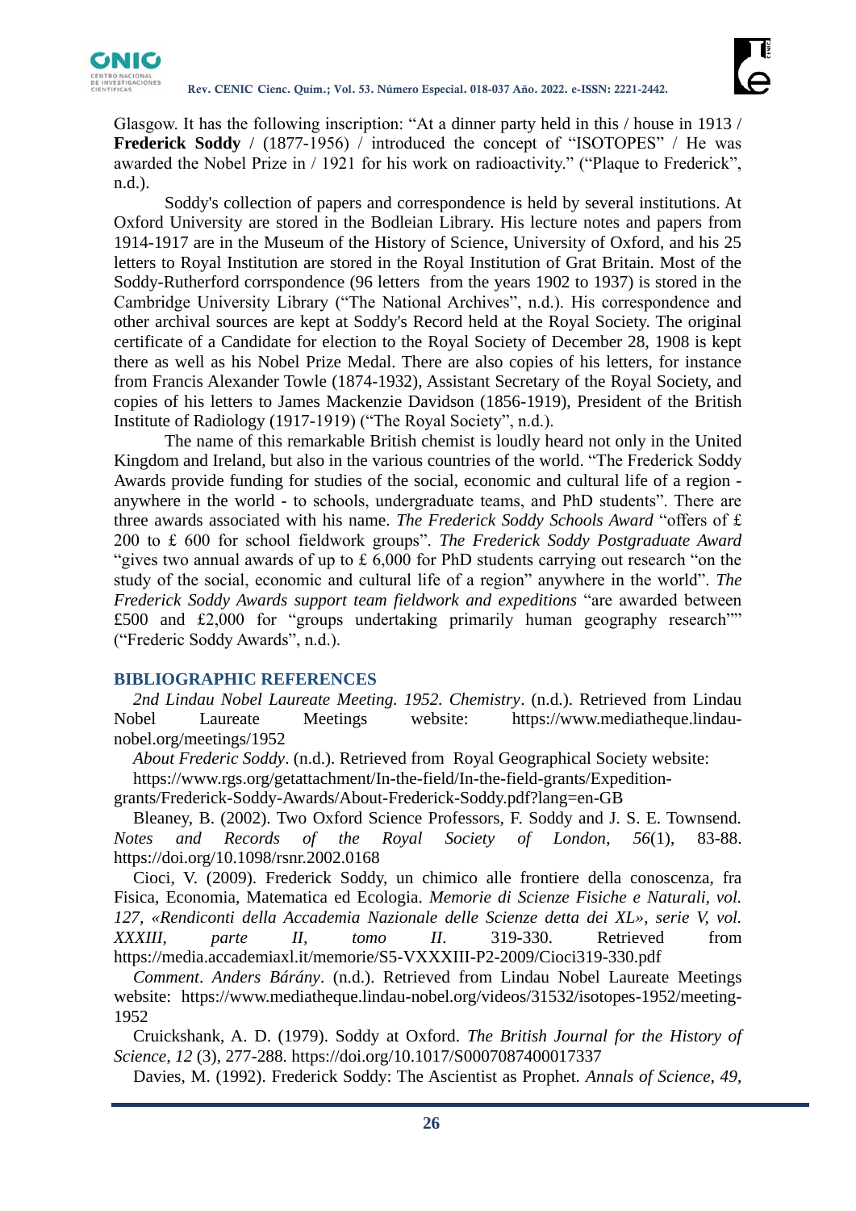Glasgow. It has the following inscription: “At a dinner party held in this / house in 1913 / **Frederick Soddy** / (1877-1956) / introduced the concept of “ISOTOPES” / He was awarded the Nobel Prize in / 1921 for his work on radioactivity.” (“Plaque to Frederick”, n.d.).

Soddy's collection of papers and correspondence is held by several institutions. At Oxford University are stored in the Bodleian Library. His lecture notes and papers from 1914-1917 are in the Museum of the History of Science, University of Oxford, and his 25 letters to Royal Institution are stored in the Royal Institution of Grat Britain. Most of the Soddy-Rutherford corrspondence (96 letters from the years 1902 to 1937) is stored in the Cambridge University Library (“The National Archives”, n.d.). His correspondence and other archival sources are kept at Soddy's Record held at the Royal Society. The original certificate of a Candidate for election to the Royal Society of December 28, 1908 is kept there as well as his Nobel Prize Medal. There are also copies of his letters, for instance from Francis Alexander Towle (1874-1932), Assistant Secretary of the Royal Society, and copies of his letters to James Mackenzie Davidson (1856-1919), President of the British Institute of Radiology (1917-1919) (“The Royal Society”, n.d.).

The name of this remarkable British chemist is loudly heard not only in the United Kingdom and Ireland, but also in the various countries of the world. “The Frederick Soddy Awards provide funding for studies of the social, economic and cultural life of a region - anywhere in the world - to schools, undergraduate teams, and PhD students”. There are three awards associated with his name. *The Frederick Soddy Schools Award* “offers of £ 200 to £ 600 for school fieldwork groups”. *The Frederick Soddy Postgraduate Award* “gives two annual awards of up to £ 6,000 for PhD students carrying out research “on the study of the social, economic and cultural life of a region” anywhere in the world”. *The Frederick Soddy Awards support team fieldwork and expeditions* “are awarded between £500 and £2,000 for “groups undertaking primarily human geography research”” (“Frederic Soddy Awards”, n.d.).

## BIBLIOGRAPHIC REFERENCES

*2nd Lindau Nobel Laureate Meeting. 1952. Chemistry*. (n.d.). Retrieved from Lindau Nobel Laureate Meetings website: https://www.mediatheque.lindau-nobel.org/meetings/1952

*About Frederic Soddy*. (n.d.). Retrieved from Royal Geographical Society website: https://www.rgs.org/getattachment/In-the-field/In-the-field-grants/Expedition-grants/Frederick-Soddy-Awards/About-Frederick-Soddy.pdf?lang=en-GB

Bleaney, B. (2002). Two Oxford Science Professors, F. Soddy and J. S. E. Townsend. *Notes and Records of the Royal Society of London*, *56*(1), 83-88. https://doi.org/10.1098/rsnr.2002.0168

Cioci, V. (2009). Frederick Soddy, un chimico alle frontiere della conoscenza, fra Fisica, Economia, Matematica ed Ecologia. *Memorie di Scienze Fisiche e Naturali, vol. 127, «Rendiconti della Accademia Nazionale delle Scienze detta dei XL», serie V, vol. XXXIII, parte II, tomo II*. 319-330. Retrieved from https://media.accademiaxl.it/memorie/S5-VXXXIII-P2-2009/Cioci319-330.pdf

*Comment*. *Anders Bárány*. (n.d.). Retrieved from Lindau Nobel Laureate Meetings website: https://www.mediatheque.lindau-nobel.org/videos/31532/isotopes-1952/meeting-1952

Cruickshank, A. D. (1979). Soddy at Oxford. *The British Journal for the History of Science*, *12* (3), 277-288. https://doi.org/10.1017/S0007087400017337

Davies, M. (1992). Frederick Soddy: The Ascientist as Prophet. *Annals of Science*, *49*,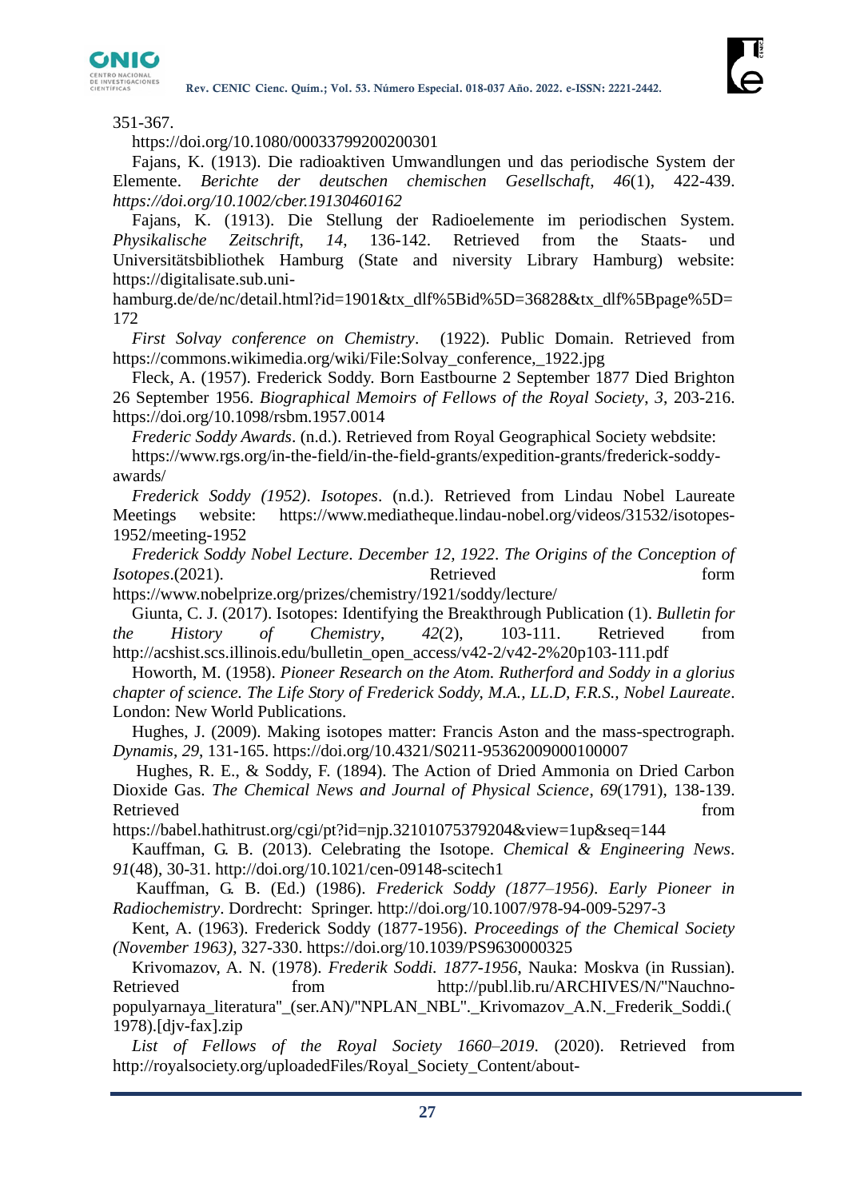351-367.

https://doi.org/10.1080/00033799200200301

Fajans, K. (1913). Die radioaktiven Umwandlungen und das periodische System der Elemente. *Berichte der deutschen chemischen Gesellschaft*, *46*(1), 422-439. *https://doi.org/10.1002/cber.19130460162*

Fajans, K. (1913). Die Stellung der Radioelemente im periodischen System. *Physikalische Zeitschrift*, *14*, 136-142. Retrieved from the Staats- und Universitätsbibliothek Hamburg (State and niversity Library Hamburg) website: https://digitalisate.sub.uni-hamburg.de/de/nc/detail.html?id=1901&tx_dlf%5Bid%5D=36828&tx_dlf%5Bpage%5D=172

*First Solvay conference on Chemistry*. (1922). Public Domain. Retrieved from https://commons.wikimedia.org/wiki/File:Solvay_conference,_1922.jpg

Fleck, A. (1957). Frederick Soddy. Born Eastbourne 2 September 1877 Died Brighton 26 September 1956. *Biographical Memoirs of Fellows of the Royal Society*, *3*, 203-216. https://doi.org/10.1098/rsbm.1957.0014

*Frederic Soddy Awards*. (n.d.). Retrieved from Royal Geographical Society webdsite: https://www.rgs.org/in-the-field/in-the-field-grants/expedition-grants/frederick-soddy-awards/

*Frederick Soddy (1952)*. *Isotopes*. (n.d.). Retrieved from Lindau Nobel Laureate Meetings website: https://www.mediatheque.lindau-nobel.org/videos/31532/isotopes-1952/meeting-1952

*Frederick Soddy Nobel Lecture*. *December 12, 1922*. *The Origins of the Conception of Isotopes*.(2021). Retrieved form https://www.nobelprize.org/prizes/chemistry/1921/soddy/lecture/

Giunta, C. J. (2017). Isotopes: Identifying the Breakthrough Publication (1). *Bulletin for the History of Chemistry*, *42*(2), 103-111. Retrieved from http://acshist.scs.illinois.edu/bulletin_open_access/v42-2/v42-2%20p103-111.pdf

Howorth, M. (1958). *Pioneer Research on the Atom. Rutherford and Soddy in a glorius chapter of science. The Life Story of Frederick Soddy, M.A., LL.D, F.R.S., Nobel Laureate*. London: New World Publications.

Hughes, J. (2009). Making isotopes matter: Francis Aston and the mass-spectrograph. *Dynamis*, *29*, 131-165. https://doi.org/10.4321/S0211-95362009000100007

Hughes, R. E., & Soddy, F. (1894). The Action of Dried Ammonia on Dried Carbon Dioxide Gas. *The Chemical News and Journal of Physical Science*, *69*(1791), 138-139. Retrieved from https://babel.hathitrust.org/cgi/pt?id=njp.32101075379204&view=1up&seq=144

Kauffman, G. B. (2013). Celebrating the Isotope. *Chemical & Engineering News*. *91*(48), 30-31. http://doi.org/10.1021/cen-09148-scitech1

Kauffman, G. B. (Ed.) (1986). *Frederick Soddy (1877–1956)*. *Early Pioneer in Radiochemistry*. Dordrecht: Springer. http://doi.org/10.1007/978-94-009-5297-3

Kent, A. (1963). Frederick Soddy (1877-1956). *Proceedings of the Chemical Society (November 1963)*, 327-330. https://doi.org/10.1039/PS9630000325

Krivomazov, A. N. (1978). *Frederik Soddi. 1877-1956*, Nauka: Moskva (in Russian). Retrieved from http://publ.lib.ru/ARCHIVES/N/"Nauchno-populyarnaya_literatura"_(ser.AN)/"NPLAN_NBL"._Krivomazov_A.N._Frederik_Soddi.(1978).[djv-fax].zip

*List of Fellows of the Royal Society 1660–2019*. (2020). Retrieved from http://royalsociety.org/uploadedFiles/Royal_Society_Content/about-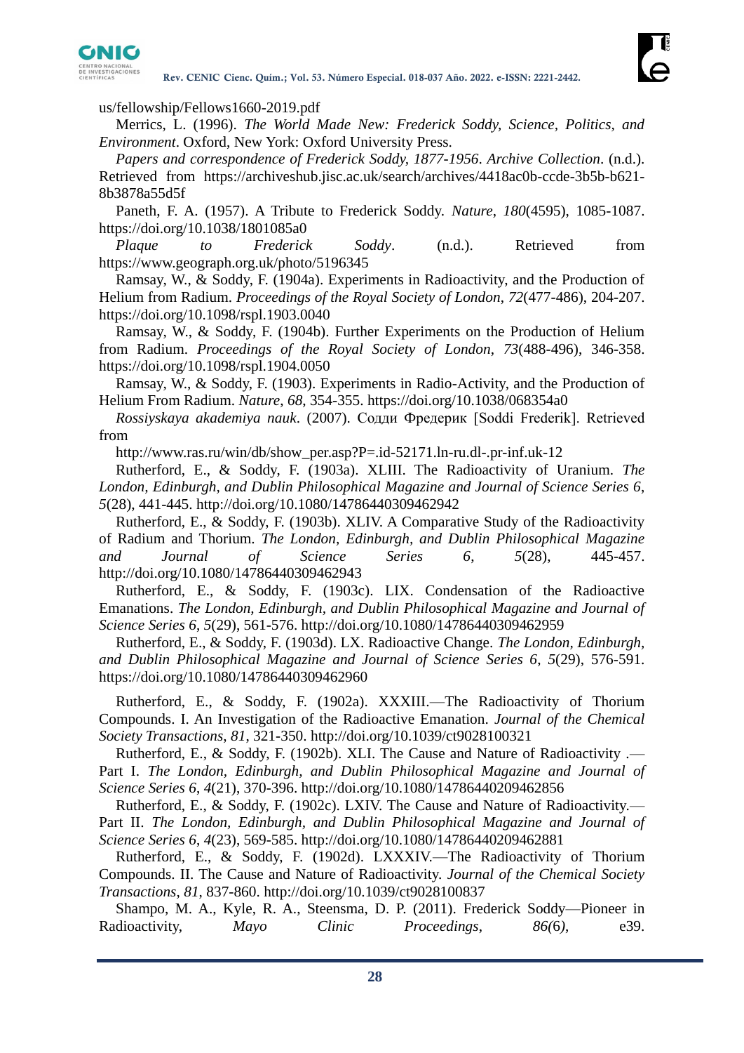us/fellowship/Fellows1660-2019.pdf

Merrics, L. (1996). *The World Made New: Frederick Soddy, Science, Politics, and Environment*. Oxford, New York: Oxford University Press.

*Papers and correspondence of Frederick Soddy, 1877-1956*. *Archive Collection*. (n.d.). Retrieved from https://archiveshub.jisc.ac.uk/search/archives/4418ac0b-ccde-3b5b-b621-8b3878a55d5f

Paneth, F. A. (1957). A Tribute to Frederick Soddy. *Nature*, *180*(4595), 1085-1087. https://doi.org/10.1038/1801085a0

*Plaque to Frederick Soddy*. (n.d.). Retrieved from https://www.geograph.org.uk/photo/5196345

Ramsay, W., & Soddy, F. (1904a). Experiments in Radioactivity, and the Production of Helium from Radium. *Proceedings of the Royal Society of London*, *72*(477-486), 204-207. https://doi.org/10.1098/rspl.1903.0040

Ramsay, W., & Soddy, F. (1904b). Further Experiments on the Production of Helium from Radium. *Proceedings of the Royal Society of London*, *73*(488-496), 346-358. https://doi.org/10.1098/rspl.1904.0050

Ramsay, W., & Soddy, F. (1903). Experiments in Radio-Activity, and the Production of Helium From Radium. *Nature*, *68*, 354-355. https://doi.org/10.1038/068354a0

*Rossiyskaya akademiya nauk*. (2007). Содди Фредерик [Soddi Frederik]. Retrieved from

http://www.ras.ru/win/db/show_per.asp?P=.id-52171.ln-ru.dl-.pr-inf.uk-12

Rutherford, E., & Soddy, F. (1903a). XLIII. The Radioactivity of Uranium. *The London, Edinburgh, and Dublin Philosophical Magazine and Journal of Science Series 6*, *5*(28), 441-445. http://doi.org/10.1080/14786440309462942

Rutherford, E., & Soddy, F. (1903b). XLIV. A Comparative Study of the Radioactivity of Radium and Thorium. *The London, Edinburgh, and Dublin Philosophical Magazine and Journal of Science Series 6*, *5*(28), 445-457. http://doi.org/10.1080/14786440309462943

Rutherford, E., & Soddy, F. (1903c). LIX. Condensation of the Radioactive Emanations. *The London, Edinburgh, and Dublin Philosophical Magazine and Journal of Science Series 6*, *5*(29), 561-576. http://doi.org/10.1080/14786440309462959

Rutherford, E., & Soddy, F. (1903d). LX. Radioactive Change. *The London, Edinburgh, and Dublin Philosophical Magazine and Journal of Science Series 6*, *5*(29), 576-591. https://doi.org/10.1080/14786440309462960

Rutherford, E., & Soddy, F. (1902a). XXXIII.—The Radioactivity of Thorium Compounds. I. An Investigation of the Radioactive Emanation. *Journal of the Chemical Society Transactions*, *81*, 321-350. http://doi.org/10.1039/ct9028100321

Rutherford, E., & Soddy, F. (1902b). XLI. The Cause and Nature of Radioactivity .—Part I. *The London, Edinburgh, and Dublin Philosophical Magazine and Journal of Science Series 6*, *4*(21), 370-396. http://doi.org/10.1080/14786440209462856

Rutherford, E., & Soddy, F. (1902c). LXIV. The Cause and Nature of Radioactivity.—Part II. *The London, Edinburgh, and Dublin Philosophical Magazine and Journal of Science Series 6*, *4*(23), 569-585. http://doi.org/10.1080/14786440209462881

Rutherford, E., & Soddy, F. (1902d). LXXXIV.—The Radioactivity of Thorium Compounds. II. The Cause and Nature of Radioactivity. *Journal of the Chemical Society Transactions*, *81*, 837-860. http://doi.org/10.1039/ct9028100837

Shampo, M. A., Kyle, R. A., Steensma, D. P. (2011). Frederick Soddy—Pioneer in Radioactivity, *Mayo Clinic Proceedings*, *86*(6), e39.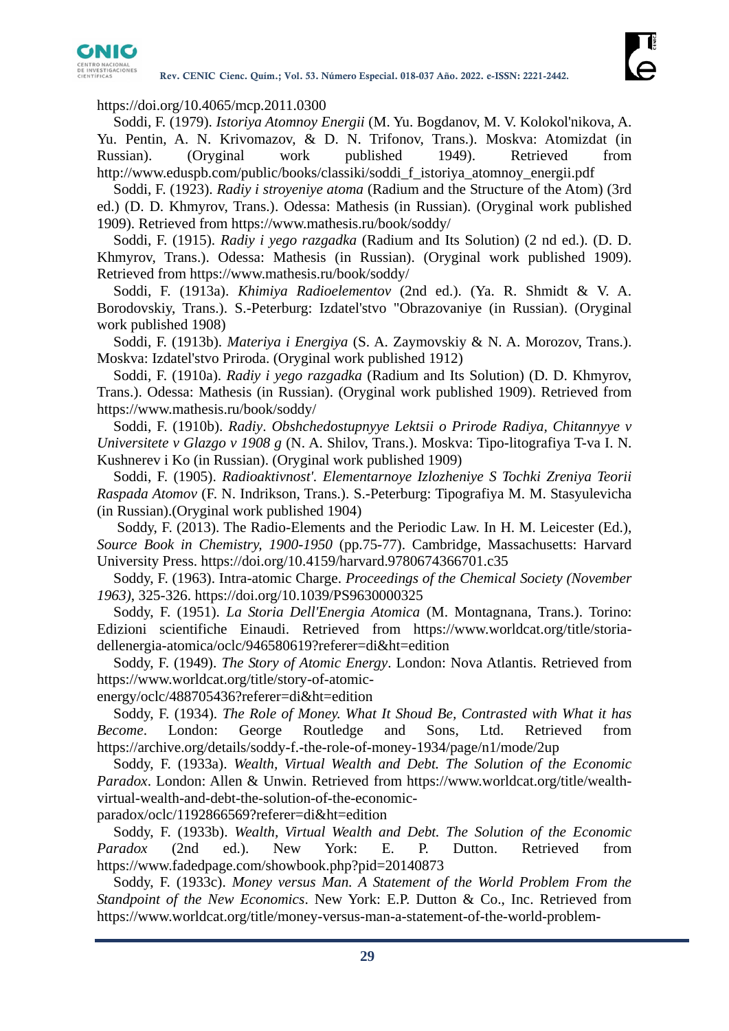https://doi.org/10.4065/mcp.2011.0300

Soddi, F. (1979). *Istoriya Atomnoy Energii* (M. Yu. Bogdanov, M. V. Kolokol'nikova, A. Yu. Pentin, A. N. Krivomazov, & D. N. Trifonov, Trans.). Moskva: Atomizdat (in Russian). (Oryginal work published 1949). Retrieved from http://www.eduspb.com/public/books/classiki/soddi_f_istoriya_atomnoy_energii.pdf

Soddi, F. (1923). *Radiy i stroyeniye atoma* (Radium and the Structure of the Atom) (3rd ed.) (D. D. Khmyrov, Trans.). Odessa: Mathesis (in Russian). (Oryginal work published 1909). Retrieved from https://www.mathesis.ru/book/soddy/

Soddi, F. (1915). *Radiy i yego razgadka* (Radium and Its Solution) (2 nd ed.). (D. D. Khmyrov, Trans.). Odessa: Mathesis (in Russian). (Oryginal work published 1909). Retrieved from https://www.mathesis.ru/book/soddy/

Soddi, F. (1913a). *Khimiya Radioelementov* (2nd ed.). (Ya. R. Shmidt & V. A. Borodovskiy, Trans.). S.-Peterburg: Izdatel'stvo "Obrazovaniye (in Russian). (Oryginal work published 1908)

Soddi, F. (1913b). *Materiya i Energiya* (S. A. Zaymovskiy & N. A. Morozov, Trans.). Moskva: Izdatel'stvo Priroda. (Oryginal work published 1912)

Soddi, F. (1910a). *Radiy i yego razgadka* (Radium and Its Solution) (D. D. Khmyrov, Trans.). Odessa: Mathesis (in Russian). (Oryginal work published 1909). Retrieved from https://www.mathesis.ru/book/soddy/

Soddi, F. (1910b). *Radiy*. *Obshchedostupnyye Lektsii o Prirode Radiya, Chitannyye v Universitete v Glazgo v 1908 g* (N. A. Shilov, Trans.). Moskva: Tipo-litografiya T-va I. N. Kushnerev i Ko (in Russian). (Oryginal work published 1909)

Soddi, F. (1905). *Radioaktivnost'. Elementarnoye Izlozheniye S Tochki Zreniya Teorii Raspada Atomov* (F. N. Indrikson, Trans.). S.-Peterburg: Tipografiya M. M. Stasyulevicha (in Russian).(Oryginal work published 1904)

Soddy, F. (2013). The Radio-Elements and the Periodic Law. In H. M. Leicester (Ed.), *Source Book in Chemistry, 1900-1950* (pp.75-77). Cambridge, Massachusetts: Harvard University Press. https://doi.org/10.4159/harvard.9780674366701.c35

Soddy, F. (1963). Intra-atomic Charge. *Proceedings of the Chemical Society (November 1963)*, 325-326. https://doi.org/10.1039/PS9630000325

Soddy, F. (1951). *La Storia Dell'Energia Atomica* (M. Montagnana, Trans.). Torino: Edizioni scientifiche Einaudi. Retrieved from https://www.worldcat.org/title/storia-dellenergia-atomica/oclc/946580619?referer=di&ht=edition

Soddy, F. (1949). *The Story of Atomic Energy*. London: Nova Atlantis. Retrieved from https://www.worldcat.org/title/story-of-atomic-energy/oclc/488705436?referer=di&ht=edition

Soddy, F. (1934). *The Role of Money. What It Shoud Be, Contrasted with What it has Become*. London: George Routledge and Sons, Ltd. Retrieved from https://archive.org/details/soddy-f.-the-role-of-money-1934/page/n1/mode/2up

Soddy, F. (1933a). *Wealth, Virtual Wealth and Debt. The Solution of the Economic Paradox*. London: Allen & Unwin. Retrieved from https://www.worldcat.org/title/wealth-virtual-wealth-and-debt-the-solution-of-the-economic-paradox/oclc/1192866569?referer=di&ht=edition

Soddy, F. (1933b). *Wealth, Virtual Wealth and Debt. The Solution of the Economic Paradox* (2nd ed.). New York: E. P. Dutton. Retrieved from https://www.fadedpage.com/showbook.php?pid=20140873

Soddy, F. (1933c). *Money versus Man. A Statement of the World Problem From the Standpoint of the New Economics*. New York: E.P. Dutton & Co., Inc. Retrieved from https://www.worldcat.org/title/money-versus-man-a-statement-of-the-world-problem-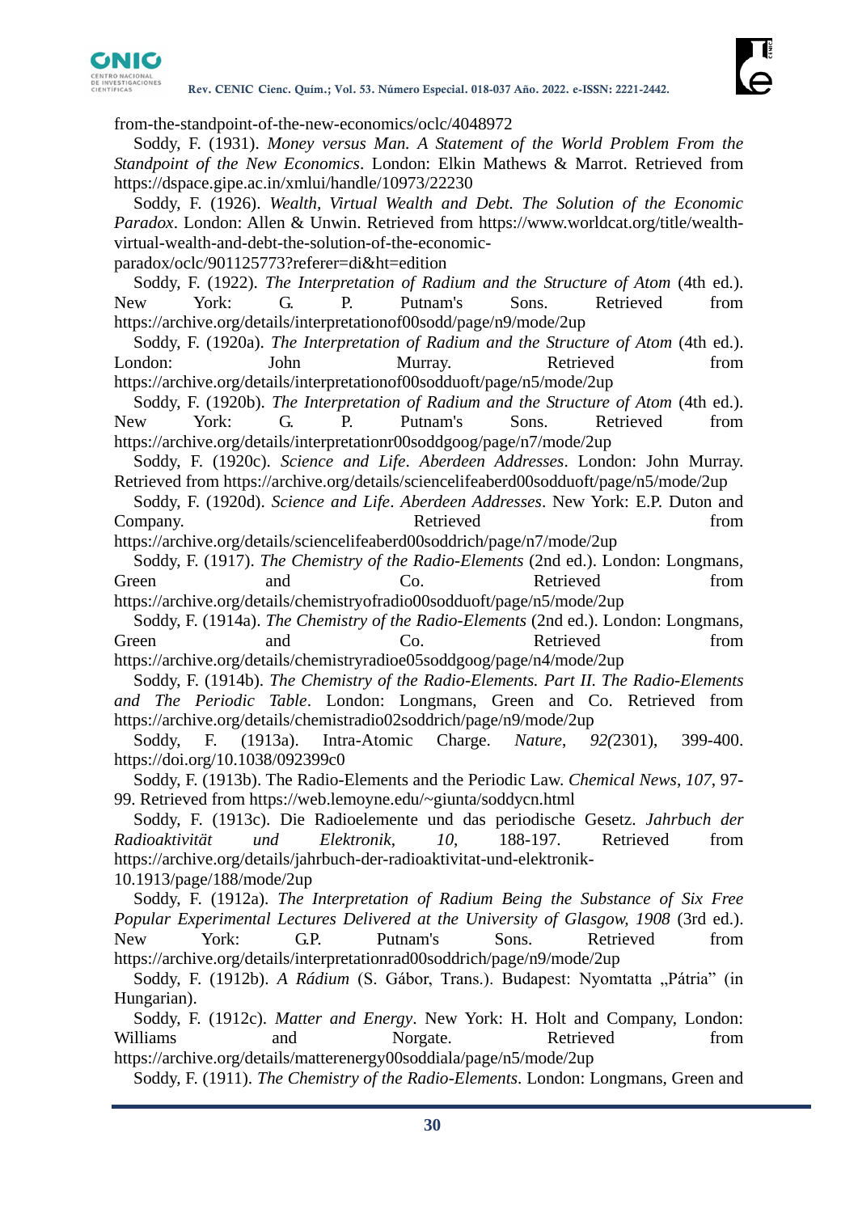from-the-standpoint-of-the-new-economics/oclc/4048972

Soddy, F. (1931). *Money versus Man. A Statement of the World Problem From the Standpoint of the New Economics*. London: Elkin Mathews & Marrot. Retrieved from https://dspace.gipe.ac.in/xmlui/handle/10973/22230

Soddy, F. (1926). *Wealth, Virtual Wealth and Debt. The Solution of the Economic Paradox*. London: Allen & Unwin. Retrieved from https://www.worldcat.org/title/wealth-virtual-wealth-and-debt-the-solution-of-the-economic-paradox/oclc/901125773?referer=di&ht=edition

Soddy, F. (1922). *The Interpretation of Radium and the Structure of Atom* (4th ed.). New York: G. P. Putnam's Sons. Retrieved from https://archive.org/details/interpretationof00sodd/page/n9/mode/2up

Soddy, F. (1920a). *The Interpretation of Radium and the Structure of Atom* (4th ed.). London: John Murray. Retrieved from https://archive.org/details/interpretationof00sodduoft/page/n5/mode/2up

Soddy, F. (1920b). *The Interpretation of Radium and the Structure of Atom* (4th ed.). New York: G. P. Putnam's Sons. Retrieved from https://archive.org/details/interpretationr00soddgoog/page/n7/mode/2up

Soddy, F. (1920c). *Science and Life*. *Aberdeen Addresses*. London: John Murray. Retrieved from https://archive.org/details/sciencelifeaberd00sodduoft/page/n5/mode/2up

Soddy, F. (1920d). *Science and Life*. *Aberdeen Addresses*. New York: E.P. Duton and Company. Retrieved from https://archive.org/details/sciencelifeaberd00soddrich/page/n7/mode/2up

Soddy, F. (1917). *The Chemistry of the Radio-Elements* (2nd ed.). London: Longmans, Green and Co. Retrieved from https://archive.org/details/chemistryofradio00sodduoft/page/n5/mode/2up

Soddy, F. (1914a). *The Chemistry of the Radio-Elements* (2nd ed.). London: Longmans, Green and Co. Retrieved from https://archive.org/details/chemistryradioe05soddgoog/page/n4/mode/2up

Soddy, F. (1914b). *The Chemistry of the Radio-Elements. Part II. The Radio-Elements and The Periodic Table*. London: Longmans, Green and Co. Retrieved from https://archive.org/details/chemistradio02soddrich/page/n9/mode/2up

Soddy, F. (1913a). Intra-Atomic Charge. *Nature*, *92(*2301), 399-400. https://doi.org/10.1038/092399c0

Soddy, F. (1913b). The Radio-Elements and the Periodic Law. *Chemical News*, *107*, 97-99. Retrieved from https://web.lemoyne.edu/~giunta/soddycn.html

Soddy, F. (1913c). Die Radioelemente und das periodische Gesetz. *Jahrbuch der Radioaktivität und Elektronik*, *10*, 188-197. Retrieved from https://archive.org/details/jahrbuch-der-radioaktivitat-und-elektronik-10.1913/page/188/mode/2up

Soddy, F. (1912a). *The Interpretation of Radium Being the Substance of Six Free Popular Experimental Lectures Delivered at the University of Glasgow, 1908* (3rd ed.). New York: G.P. Putnam's Sons. Retrieved from https://archive.org/details/interpretationrad00soddrich/page/n9/mode/2up

Soddy, F. (1912b). *A Rádium* (S. Gábor, Trans.). Budapest: Nyomtatta „Pátria" (in Hungarian).

Soddy, F. (1912c). *Matter and Energy*. New York: H. Holt and Company, London: Williams and Norgate. Retrieved from https://archive.org/details/matterenergy00soddiala/page/n5/mode/2up

Soddy, F. (1911). *The Chemistry of the Radio-Elements*. London: Longmans, Green and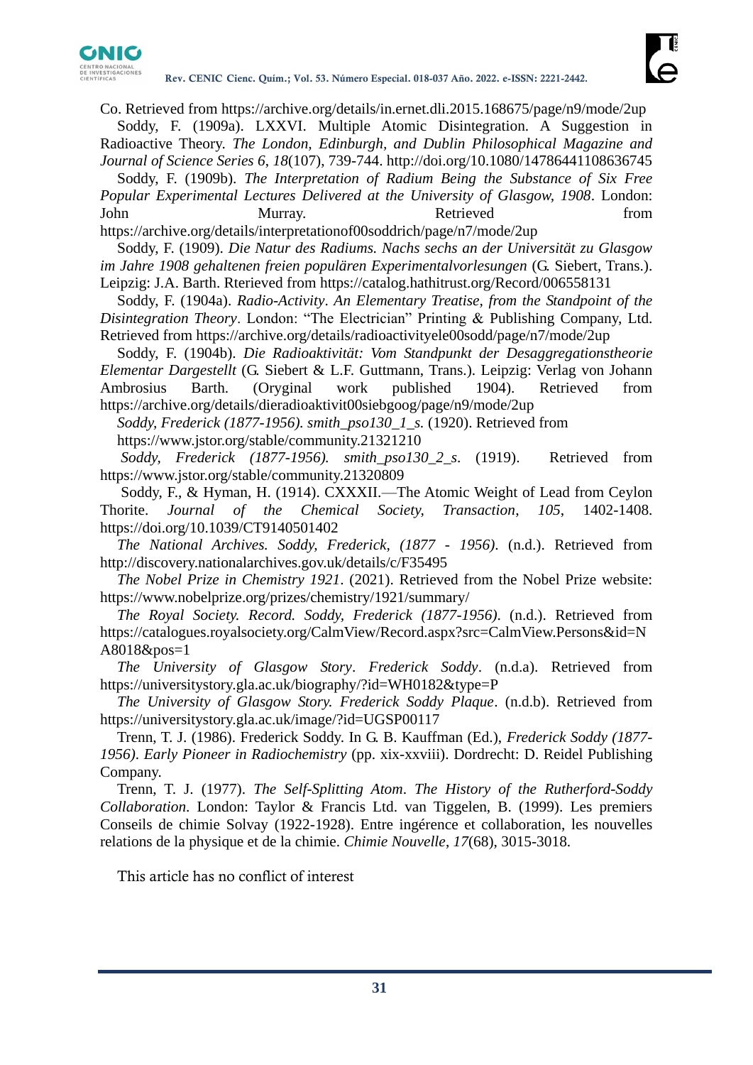Co. Retrieved from https://archive.org/details/in.ernet.dli.2015.168675/page/n9/mode/2up

Soddy, F. (1909a). LXXVI. Multiple Atomic Disintegration. A Suggestion in Radioactive Theory. *The London, Edinburgh, and Dublin Philosophical Magazine and Journal of Science Series 6*, *18*(107), 739-744. http://doi.org/10.1080/14786441108636745

Soddy, F. (1909b). *The Interpretation of Radium Being the Substance of Six Free Popular Experimental Lectures Delivered at the University of Glasgow, 1908*. London: John Murray. Retrieved from https://archive.org/details/interpretationof00soddrich/page/n7/mode/2up

Soddy, F. (1909). *Die Natur des Radiums. Nachs sechs an der Universität zu Glasgow im Jahre 1908 gehaltenen freien populären Experimentalvorlesungen* (G. Siebert, Trans.). Leipzig: J.A. Barth. Rterieved from https://catalog.hathitrust.org/Record/006558131

Soddy, F. (1904a). *Radio-Activity*. *An Elementary Treatise, from the Standpoint of the Disintegration Theory*. London: "The Electrician" Printing & Publishing Company, Ltd. Retrieved from https://archive.org/details/radioactivityele00sodd/page/n7/mode/2up

Soddy, F. (1904b). *Die Radioaktivität: Vom Standpunkt der Desaggregationstheorie Elementar Dargestellt* (G. Siebert & L.F. Guttmann, Trans.). Leipzig: Verlag von Johann Ambrosius Barth. (Oryginal work published 1904). Retrieved from https://archive.org/details/dieradioaktivit00siebgoog/page/n9/mode/2up

*Soddy, Frederick (1877-1956). smith_pso130_1_s.* (1920). Retrieved from https://www.jstor.org/stable/community.21321210

*Soddy, Frederick (1877-1956). smith_pso130_2_s*. (1919). Retrieved from https://www.jstor.org/stable/community.21320809

Soddy, F., & Hyman, H. (1914). CXXXII.—The Atomic Weight of Lead from Ceylon Thorite. *Journal of the Chemical Society, Transaction*, *105*, 1402-1408. https://doi.org/10.1039/CT9140501402

*The National Archives. Soddy, Frederick, (1877 - 1956)*. (n.d.). Retrieved from http://discovery.nationalarchives.gov.uk/details/c/F35495

*The Nobel Prize in Chemistry 1921*. (2021). Retrieved from the Nobel Prize website: https://www.nobelprize.org/prizes/chemistry/1921/summary/

*The Royal Society. Record. Soddy, Frederick (1877-1956)*. (n.d.). Retrieved from https://catalogues.royalsociety.org/CalmView/Record.aspx?src=CalmView.Persons&id=NA8018&pos=1

*The University of Glasgow Story*. *Frederick Soddy*. (n.d.a). Retrieved from https://universitystory.gla.ac.uk/biography/?id=WH0182&type=P

*The University of Glasgow Story. Frederick Soddy Plaque*. (n.d.b). Retrieved from https://universitystory.gla.ac.uk/image/?id=UGSP00117

Trenn, T. J. (1986). Frederick Soddy. In G. B. Kauffman (Ed.), *Frederick Soddy (1877-1956)*. *Early Pioneer in Radiochemistry* (pp. xix-xxviii). Dordrecht: D. Reidel Publishing Company.

Trenn, T. J. (1977). *The Self-Splitting Atom*. *The History of the Rutherford-Soddy Collaboration*. London: Taylor & Francis Ltd. van Tiggelen, B. (1999). Les premiers Conseils de chimie Solvay (1922-1928). Entre ingérence et collaboration, les nouvelles relations de la physique et de la chimie. *Chimie Nouvelle*, *17*(68), 3015-3018.

This article has no conflict of interest